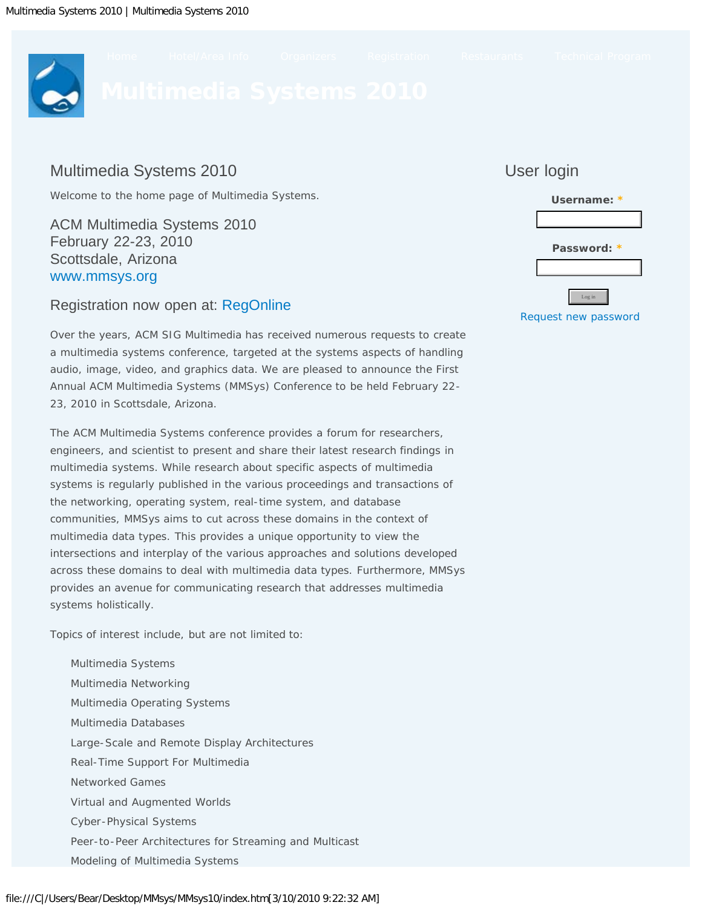Home Hotel/Area Info Organizers Registration Restaurants Technical Program

# Multimedia Systems 2010

## Multimedia Systems 2010

Welcome to the home page of Multimedia Systems.

ACM Multimedia Systems 2010
February 22-23, 2010
Scottsdale, Arizona
www.mmsys.org

Registration now open at: RegOnline

Over the years, ACM SIG Multimedia has received numerous requests to create a multimedia systems conference, targeted at the systems aspects of handling audio, image, video, and graphics data. We are pleased to announce the First Annual ACM Multimedia Systems (MMSys) Conference to be held February 22-23, 2010 in Scottsdale, Arizona.

The ACM Multimedia Systems conference provides a forum for researchers, engineers, and scientist to present and share their latest research findings in multimedia systems. While research about specific aspects of multimedia systems is regularly published in the various proceedings and transactions of the networking, operating system, real-time system, and database communities, MMSys aims to cut across these domains in the context of multimedia data types. This provides a unique opportunity to view the intersections and interplay of the various approaches and solutions developed across these domains to deal with multimedia data types. Furthermore, MMSys provides an avenue for communicating research that addresses multimedia systems holistically.

Topics of interest include, but are not limited to:

- Multimedia Systems
- Multimedia Networking
- Multimedia Operating Systems
- Multimedia Databases
- Large-Scale and Remote Display Architectures
- Real-Time Support For Multimedia
- Networked Games
- Virtual and Augmented Worlds
- Cyber-Physical Systems
- Peer-to-Peer Architectures for Streaming and Multicast
- Modeling of Multimedia Systems

## User login

**Username:** *

**Password:** *

Log in

Request new password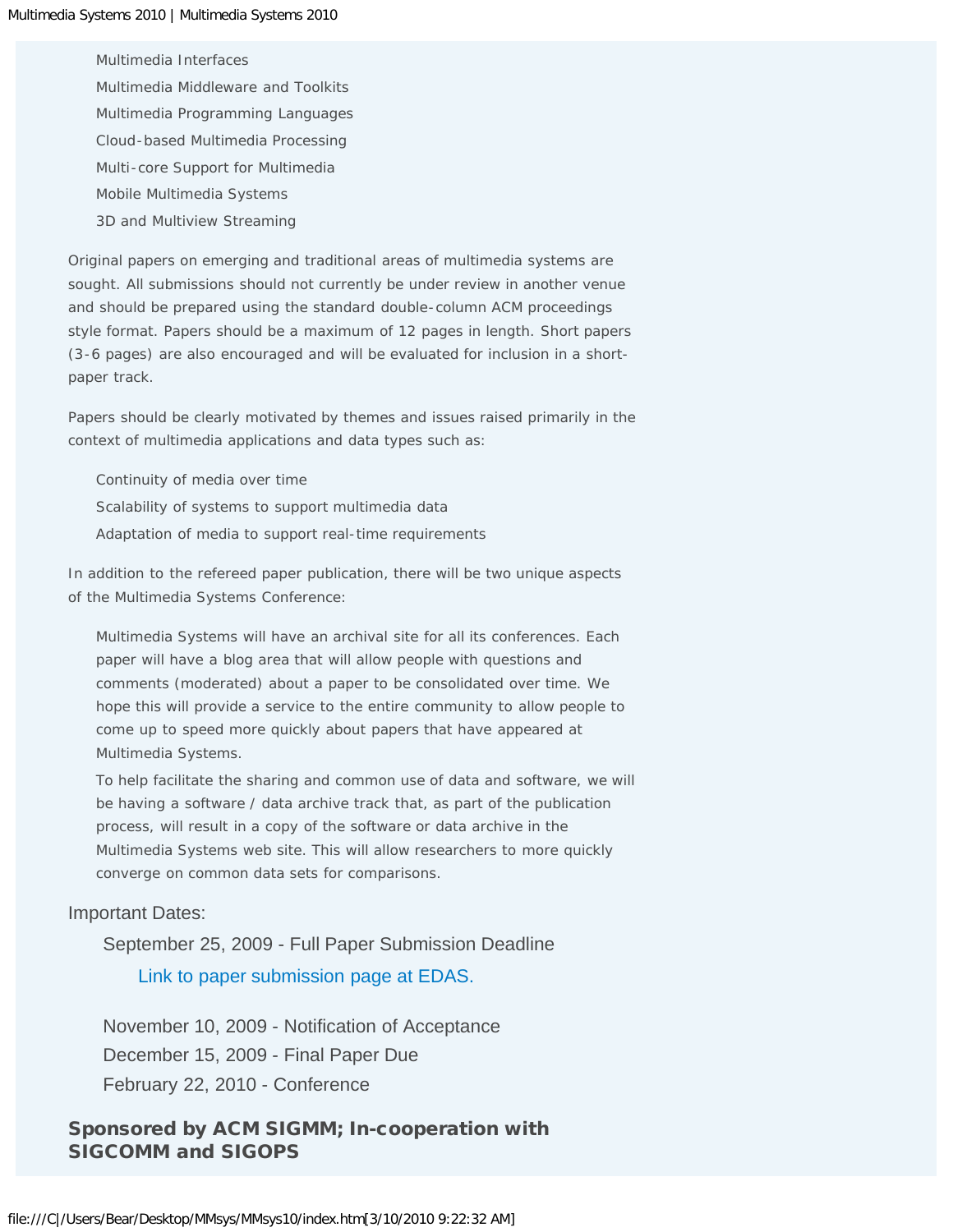- Multimedia Interfaces
- Multimedia Middleware and Toolkits
- Multimedia Programming Languages
- Cloud-based Multimedia Processing
- Multi-core Support for Multimedia
- Mobile Multimedia Systems
- 3D and Multiview Streaming

Original papers on emerging and traditional areas of multimedia systems are sought. All submissions should not currently be under review in another venue and should be prepared using the standard double-column ACM proceedings style format. Papers should be a maximum of 12 pages in length. Short papers (3-6 pages) are also encouraged and will be evaluated for inclusion in a short-paper track.

Papers should be clearly motivated by themes and issues raised primarily in the context of multimedia applications and data types such as:

- Continuity of media over time
- Scalability of systems to support multimedia data
- Adaptation of media to support real-time requirements

In addition to the refereed paper publication, there will be two unique aspects of the Multimedia Systems Conference:

- Multimedia Systems will have an archival site for all its conferences. Each paper will have a blog area that will allow people with questions and comments (moderated) about a paper to be consolidated over time. We hope this will provide a service to the entire community to allow people to come up to speed more quickly about papers that have appeared at Multimedia Systems.
- To help facilitate the sharing and common use of data and software, we will be having a software / data archive track that, as part of the publication process, will result in a copy of the software or data archive in the Multimedia Systems web site. This will allow researchers to more quickly converge on common data sets for comparisons.

Important Dates:

- September 25, 2009 - Full Paper Submission Deadline
  - Link to paper submission page at EDAS.
- November 10, 2009 - Notification of Acceptance
- December 15, 2009 - Final Paper Due
- February 22, 2010 - Conference

**Sponsored by ACM SIGMM; In-cooperation with SIGCOMM and SIGOPS**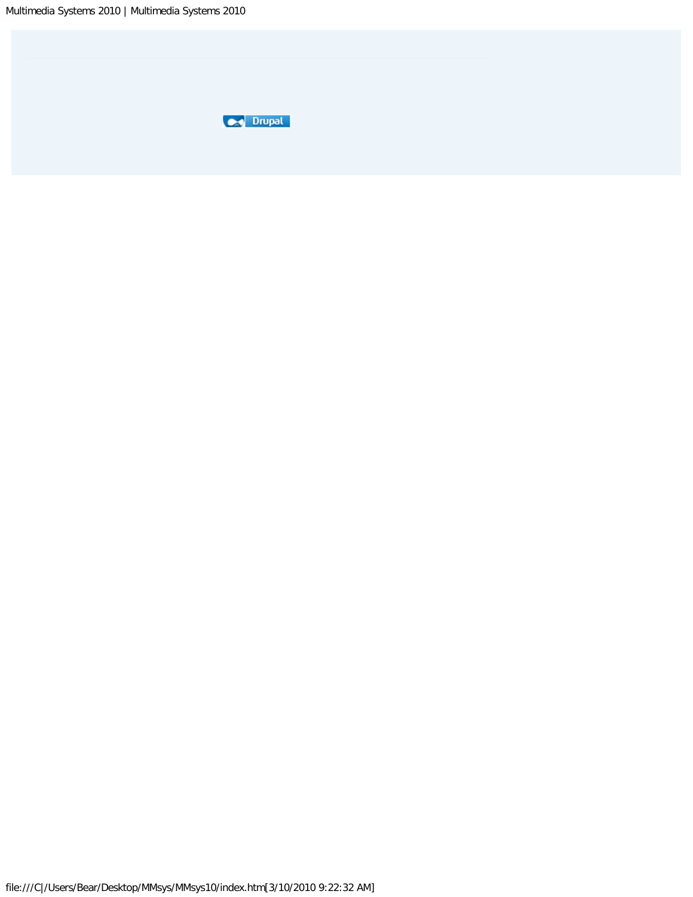Drupal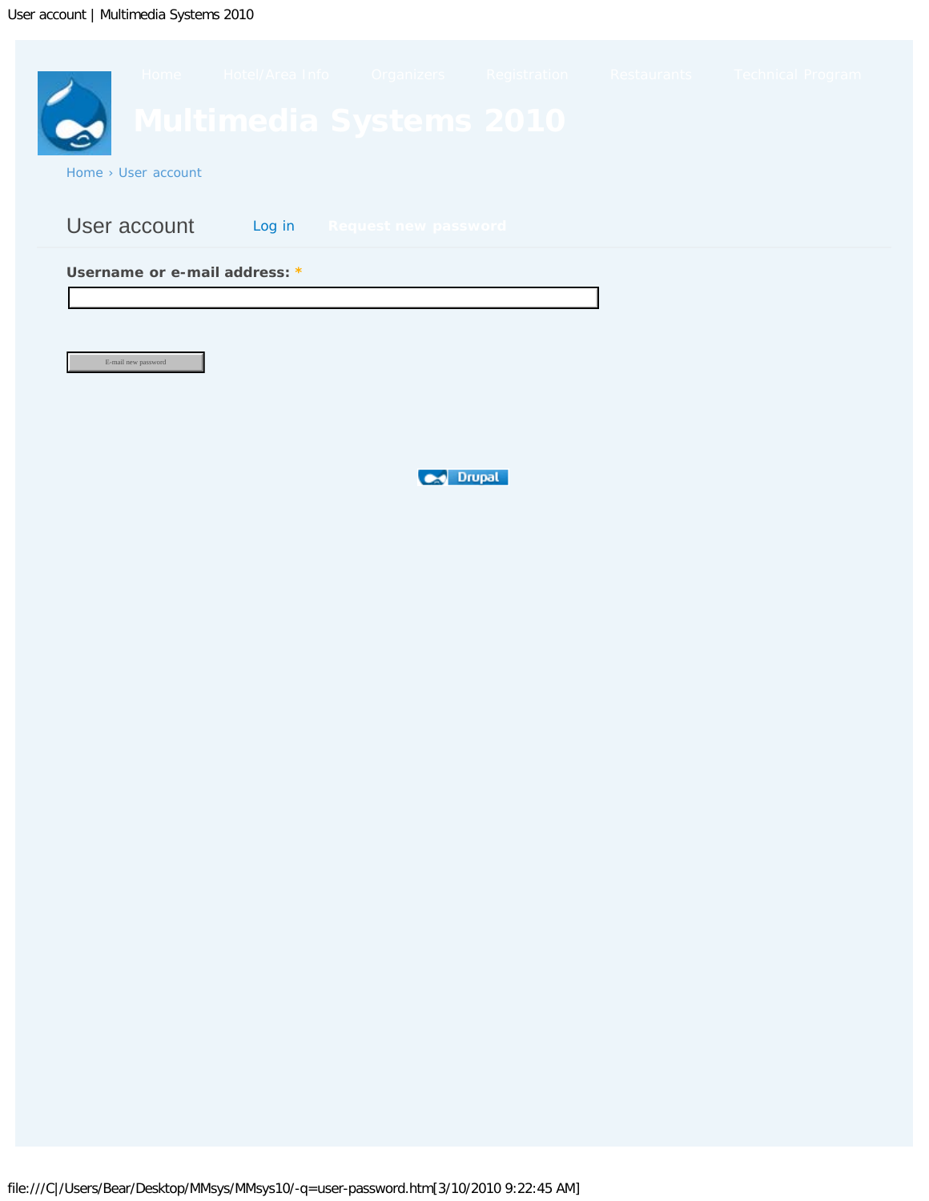Home Hotel/Area Info Organizers Registration Restaurants Technical Program

# Multimedia Systems 2010

Home › User account

## User account

Log in Request new password

**Username or e-mail address:** *

E-mail new password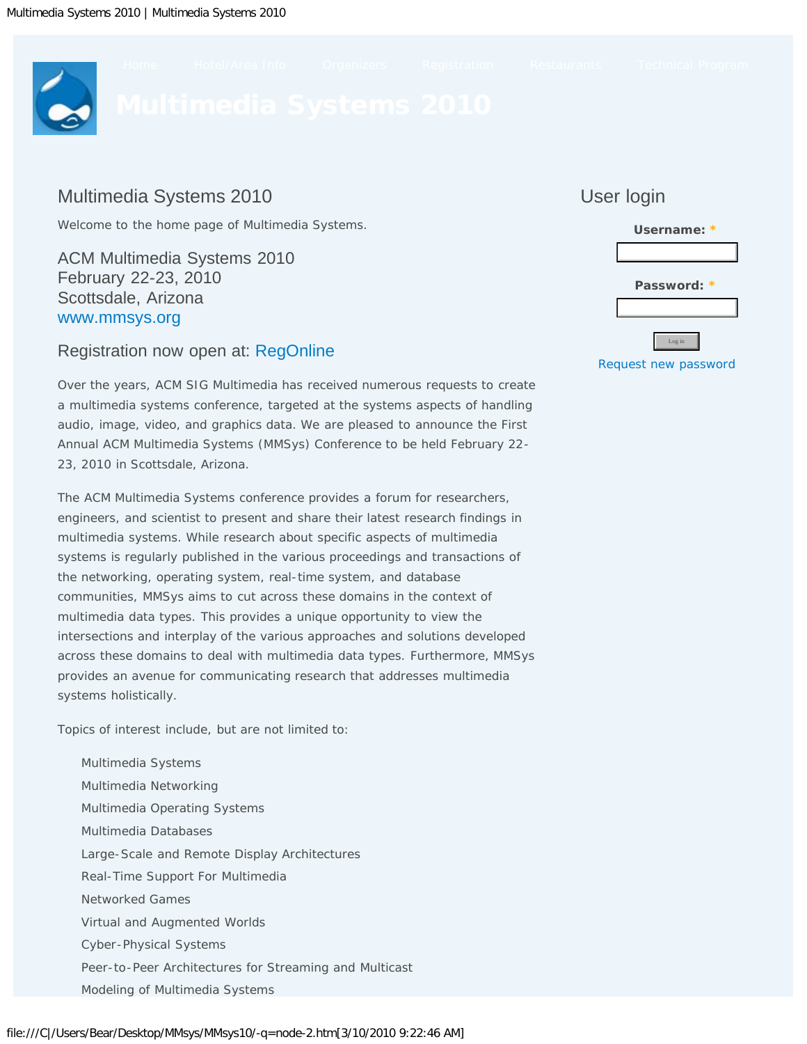Home Hotel/Area Info Organizers Registration Restaurants Technical Program

# Multimedia Systems 2010

## Multimedia Systems 2010

Welcome to the home page of Multimedia Systems.

### ACM Multimedia Systems 2010
### February 22-23, 2010
### Scottsdale, Arizona
### www.mmsys.org

### Registration now open at: RegOnline

Over the years, ACM SIG Multimedia has received numerous requests to create a multimedia systems conference, targeted at the systems aspects of handling audio, image, video, and graphics data. We are pleased to announce the First Annual ACM Multimedia Systems (MMSys) Conference to be held February 22-23, 2010 in Scottsdale, Arizona.

The ACM Multimedia Systems conference provides a forum for researchers, engineers, and scientist to present and share their latest research findings in multimedia systems. While research about specific aspects of multimedia systems is regularly published in the various proceedings and transactions of the networking, operating system, real-time system, and database communities, MMSys aims to cut across these domains in the context of multimedia data types. This provides a unique opportunity to view the intersections and interplay of the various approaches and solutions developed across these domains to deal with multimedia data types. Furthermore, MMSys provides an avenue for communicating research that addresses multimedia systems holistically.

Topics of interest include, but are not limited to:

- Multimedia Systems
- Multimedia Networking
- Multimedia Operating Systems
- Multimedia Databases
- Large-Scale and Remote Display Architectures
- Real-Time Support For Multimedia
- Networked Games
- Virtual and Augmented Worlds
- Cyber-Physical Systems
- Peer-to-Peer Architectures for Streaming and Multicast
- Modeling of Multimedia Systems

## User login

**Username:** *

**Password:** *

Log in

Request new password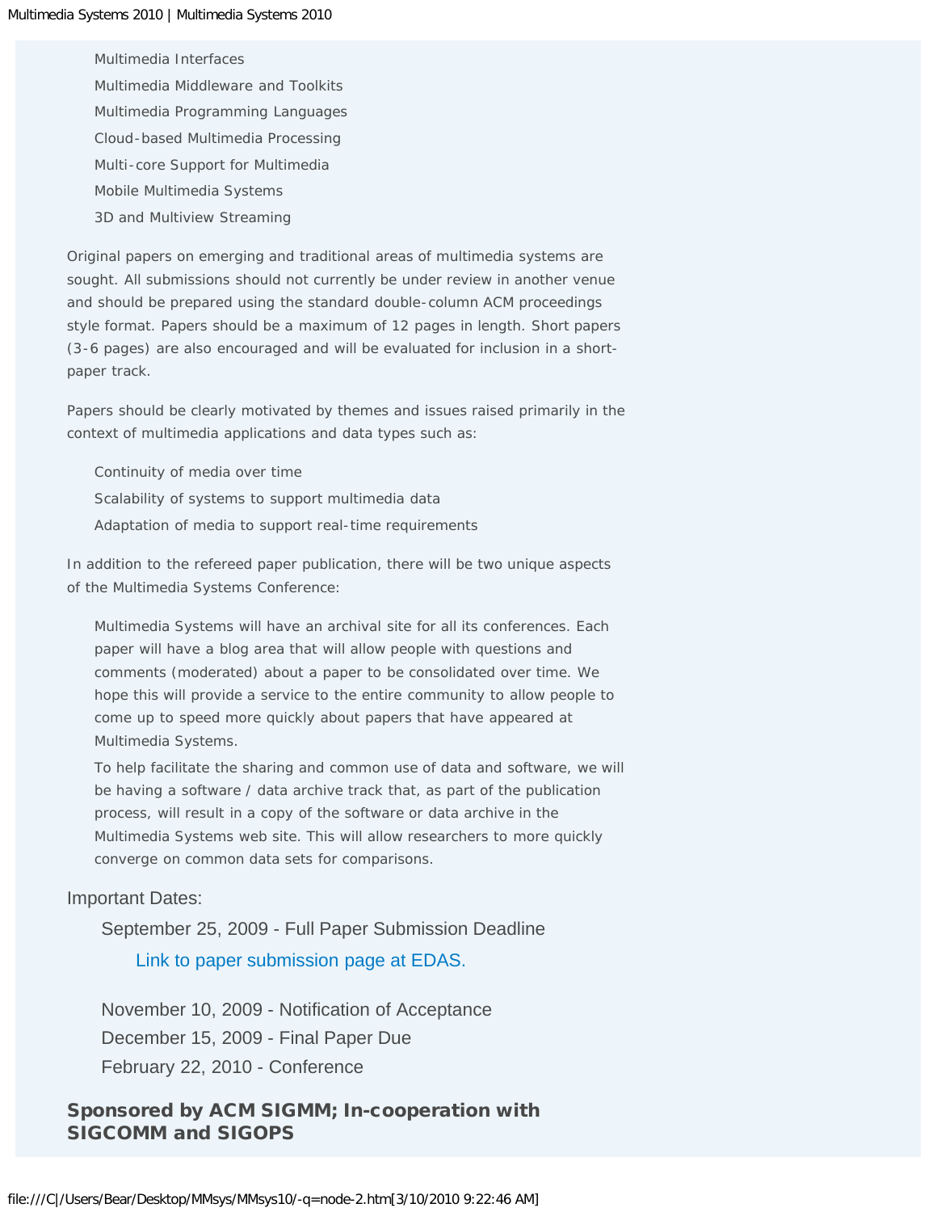- Multimedia Interfaces
- Multimedia Middleware and Toolkits
- Multimedia Programming Languages
- Cloud-based Multimedia Processing
- Multi-core Support for Multimedia
- Mobile Multimedia Systems
- 3D and Multiview Streaming

Original papers on emerging and traditional areas of multimedia systems are sought. All submissions should not currently be under review in another venue and should be prepared using the standard double-column ACM proceedings style format. Papers should be a maximum of 12 pages in length. Short papers (3-6 pages) are also encouraged and will be evaluated for inclusion in a short-paper track.

Papers should be clearly motivated by themes and issues raised primarily in the context of multimedia applications and data types such as:

- Continuity of media over time
- Scalability of systems to support multimedia data
- Adaptation of media to support real-time requirements

In addition to the refereed paper publication, there will be two unique aspects of the Multimedia Systems Conference:

- Multimedia Systems will have an archival site for all its conferences. Each paper will have a blog area that will allow people with questions and comments (moderated) about a paper to be consolidated over time. We hope this will provide a service to the entire community to allow people to come up to speed more quickly about papers that have appeared at Multimedia Systems.
- To help facilitate the sharing and common use of data and software, we will be having a software / data archive track that, as part of the publication process, will result in a copy of the software or data archive in the Multimedia Systems web site. This will allow researchers to more quickly converge on common data sets for comparisons.

Important Dates:

- September 25, 2009 - Full Paper Submission Deadline
  - Link to paper submission page at EDAS.
- November 10, 2009 - Notification of Acceptance
- December 15, 2009 - Final Paper Due
- February 22, 2010 - Conference

**Sponsored by ACM SIGMM; In-cooperation with SIGCOMM and SIGOPS**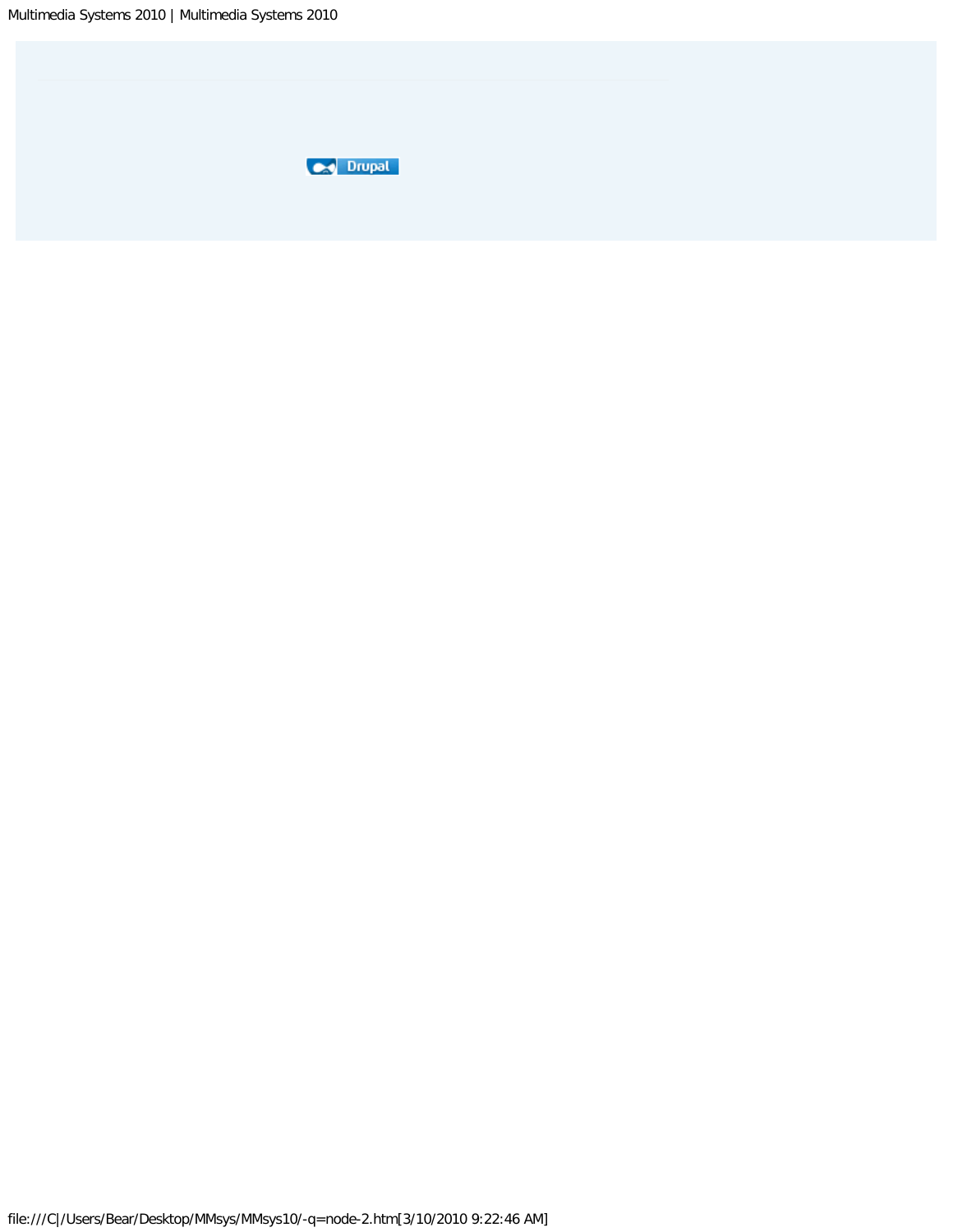Drupal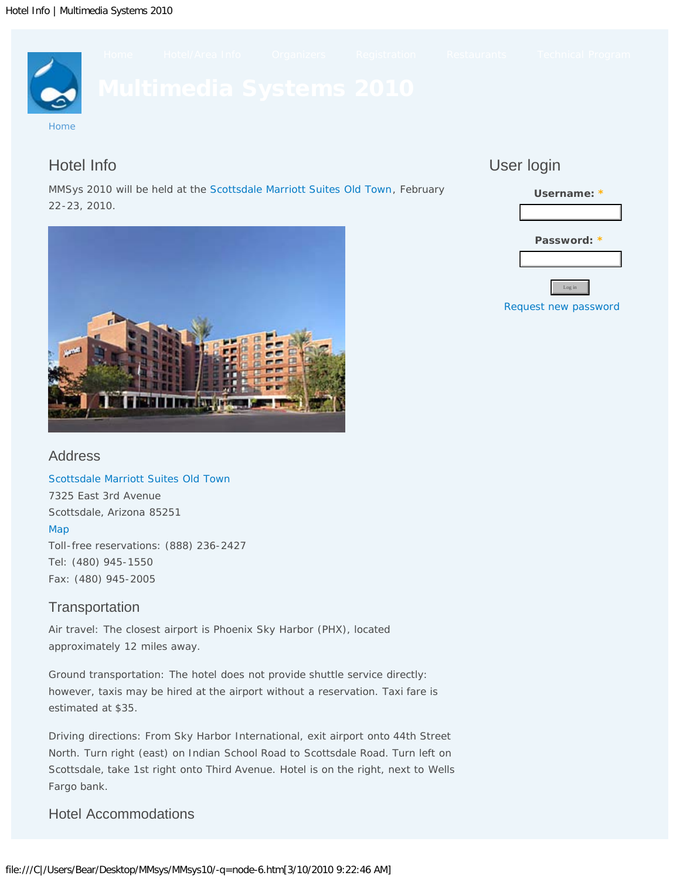Home Hotel/Area Info Organizers Registration Restaurants Technical Program

# Multimedia Systems 2010

Home

## Hotel Info

MMSys 2010 will be held at the Scottsdale Marriott Suites Old Town, February 22-23, 2010.

### Address

Scottsdale Marriott Suites Old Town
7325 East 3rd Avenue
Scottsdale, Arizona 85251
Map
Toll-free reservations: (888) 236-2427
Tel: (480) 945-1550
Fax: (480) 945-2005

### Transportation

Air travel: The closest airport is Phoenix Sky Harbor (PHX), located approximately 12 miles away.

Ground transportation: The hotel does not provide shuttle service directly: however, taxis may be hired at the airport without a reservation. Taxi fare is estimated at $35.

Driving directions: From Sky Harbor International, exit airport onto 44th Street North. Turn right (east) on Indian School Road to Scottsdale Road. Turn left on Scottsdale, take 1st right onto Third Avenue. Hotel is on the right, next to Wells Fargo bank.

### Hotel Accommodations

## User login

**Username: ***

**Password: ***

Log in

Request new password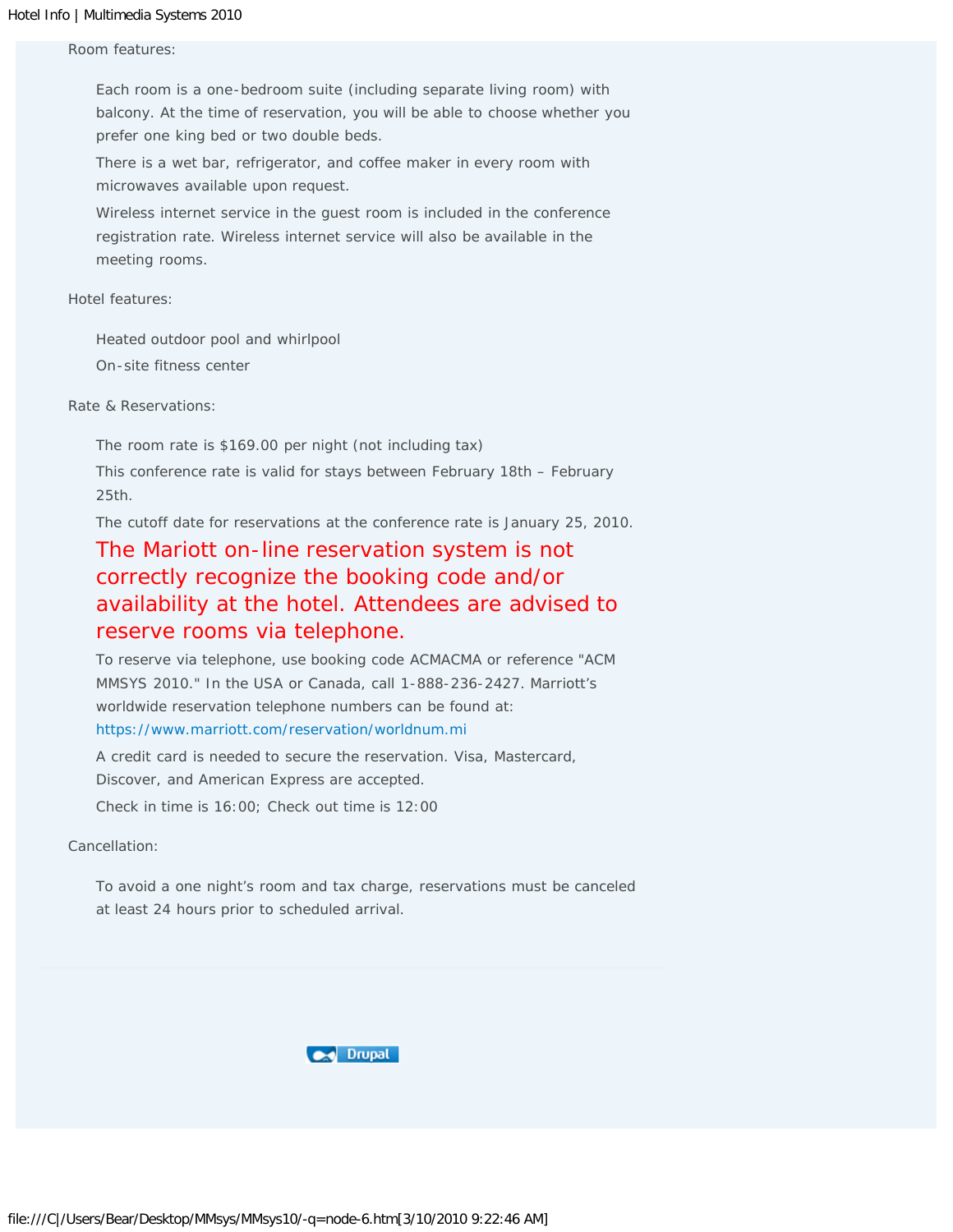Room features:

Each room is a one-bedroom suite (including separate living room) with balcony. At the time of reservation, you will be able to choose whether you prefer one king bed or two double beds.

There is a wet bar, refrigerator, and coffee maker in every room with microwaves available upon request.

Wireless internet service in the guest room is included in the conference registration rate. Wireless internet service will also be available in the meeting rooms.

Hotel features:

Heated outdoor pool and whirlpool

On-site fitness center

Rate & Reservations:

The room rate is $169.00 per night (not including tax)

This conference rate is valid for stays between February 18th – February 25th.

The cutoff date for reservations at the conference rate is January 25, 2010.

**The Mariott on-line reservation system is not correctly recognize the booking code and/or availability at the hotel. Attendees are advised to reserve rooms via telephone.**

To reserve via telephone, use booking code ACMACMA or reference "ACM MMSYS 2010." In the USA or Canada, call 1-888-236-2427. Marriott's worldwide reservation telephone numbers can be found at: https://www.marriott.com/reservation/worldnum.mi

A credit card is needed to secure the reservation. Visa, Mastercard, Discover, and American Express are accepted.

Check in time is 16:00; Check out time is 12:00

Cancellation:

To avoid a one night's room and tax charge, reservations must be canceled at least 24 hours prior to scheduled arrival.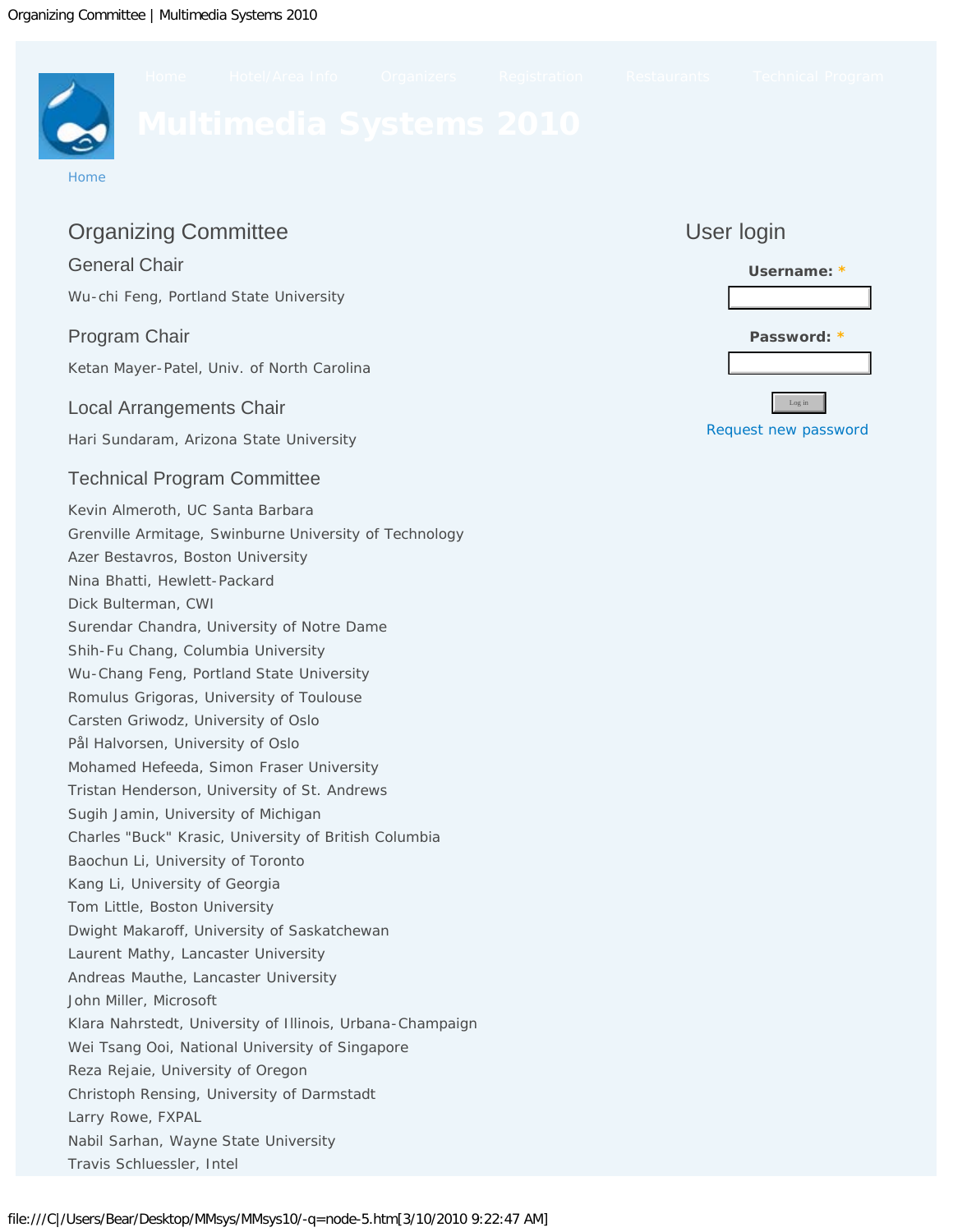Home Hotel/Area Info Organizers Registration Restaurants Technical Program

# Multimedia Systems 2010

Home

## Organizing Committee

### General Chair

Wu-chi Feng, Portland State University

### Program Chair

Ketan Mayer-Patel, Univ. of North Carolina

### Local Arrangements Chair

Hari Sundaram, Arizona State University

### Technical Program Committee

Kevin Almeroth, UC Santa Barbara
Grenville Armitage, Swinburne University of Technology
Azer Bestavros, Boston University
Nina Bhatti, Hewlett-Packard
Dick Bulterman, CWI
Surendar Chandra, University of Notre Dame
Shih-Fu Chang, Columbia University
Wu-Chang Feng, Portland State University
Romulus Grigoras, University of Toulouse
Carsten Griwodz, University of Oslo
Pål Halvorsen, University of Oslo
Mohamed Hefeeda, Simon Fraser University
Tristan Henderson, University of St. Andrews
Sugih Jamin, University of Michigan
Charles "Buck" Krasic, University of British Columbia
Baochun Li, University of Toronto
Kang Li, University of Georgia
Tom Little, Boston University
Dwight Makaroff, University of Saskatchewan
Laurent Mathy, Lancaster University
Andreas Mauthe, Lancaster University
John Miller, Microsoft
Klara Nahrstedt, University of Illinois, Urbana-Champaign
Wei Tsang Ooi, National University of Singapore
Reza Rejaie, University of Oregon
Christoph Rensing, University of Darmstadt
Larry Rowe, FXPAL
Nabil Sarhan, Wayne State University
Travis Schluessler, Intel

## User login

**Username:** *

**Password:** *

Log in

Request new password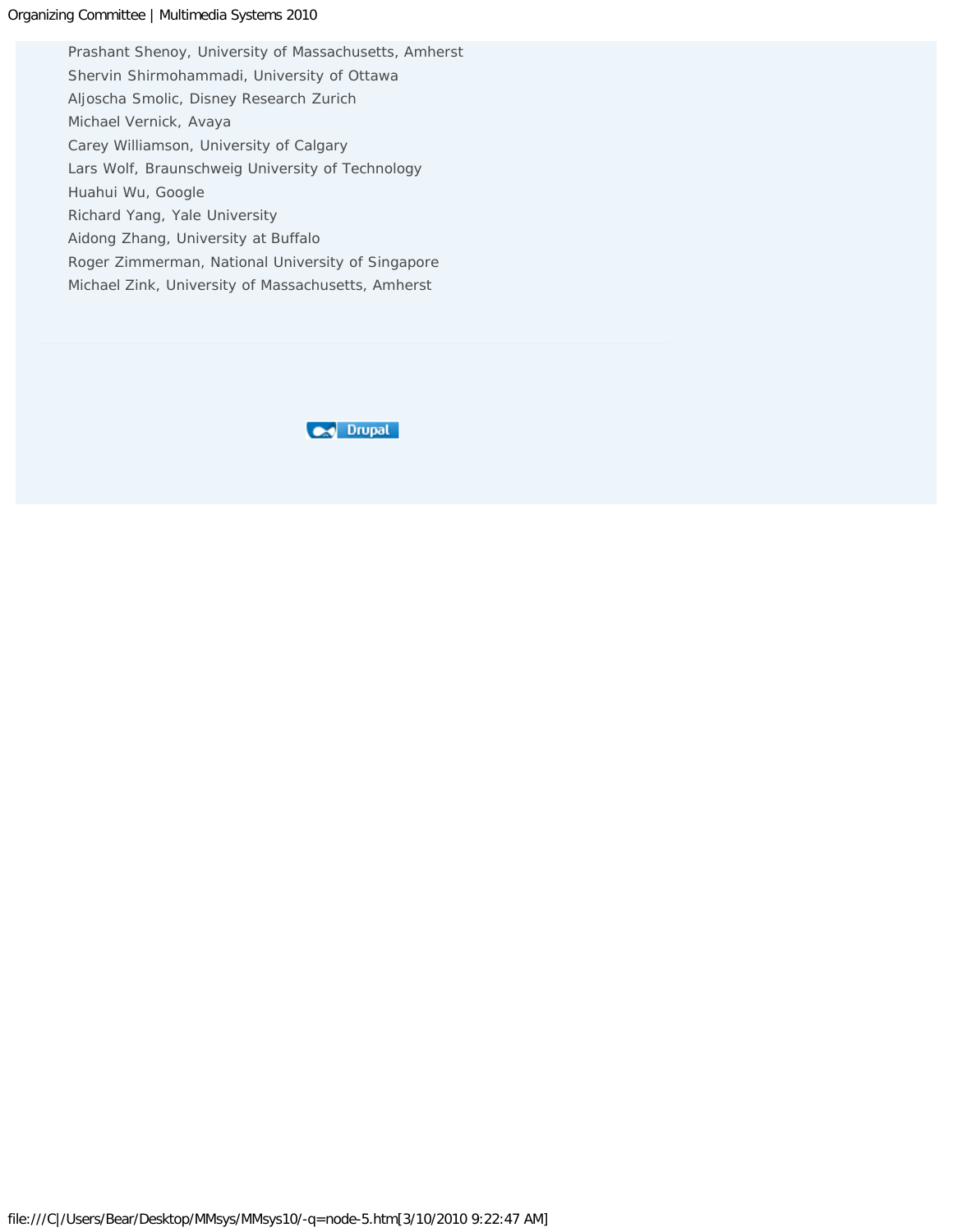Prashant Shenoy, University of Massachusetts, Amherst

Shervin Shirmohammadi, University of Ottawa

Aljoscha Smolic, Disney Research Zurich

Michael Vernick, Avaya

Carey Williamson, University of Calgary

Lars Wolf, Braunschweig University of Technology

Huahui Wu, Google

Richard Yang, Yale University

Aidong Zhang, University at Buffalo

Roger Zimmerman, National University of Singapore

Michael Zink, University of Massachusetts, Amherst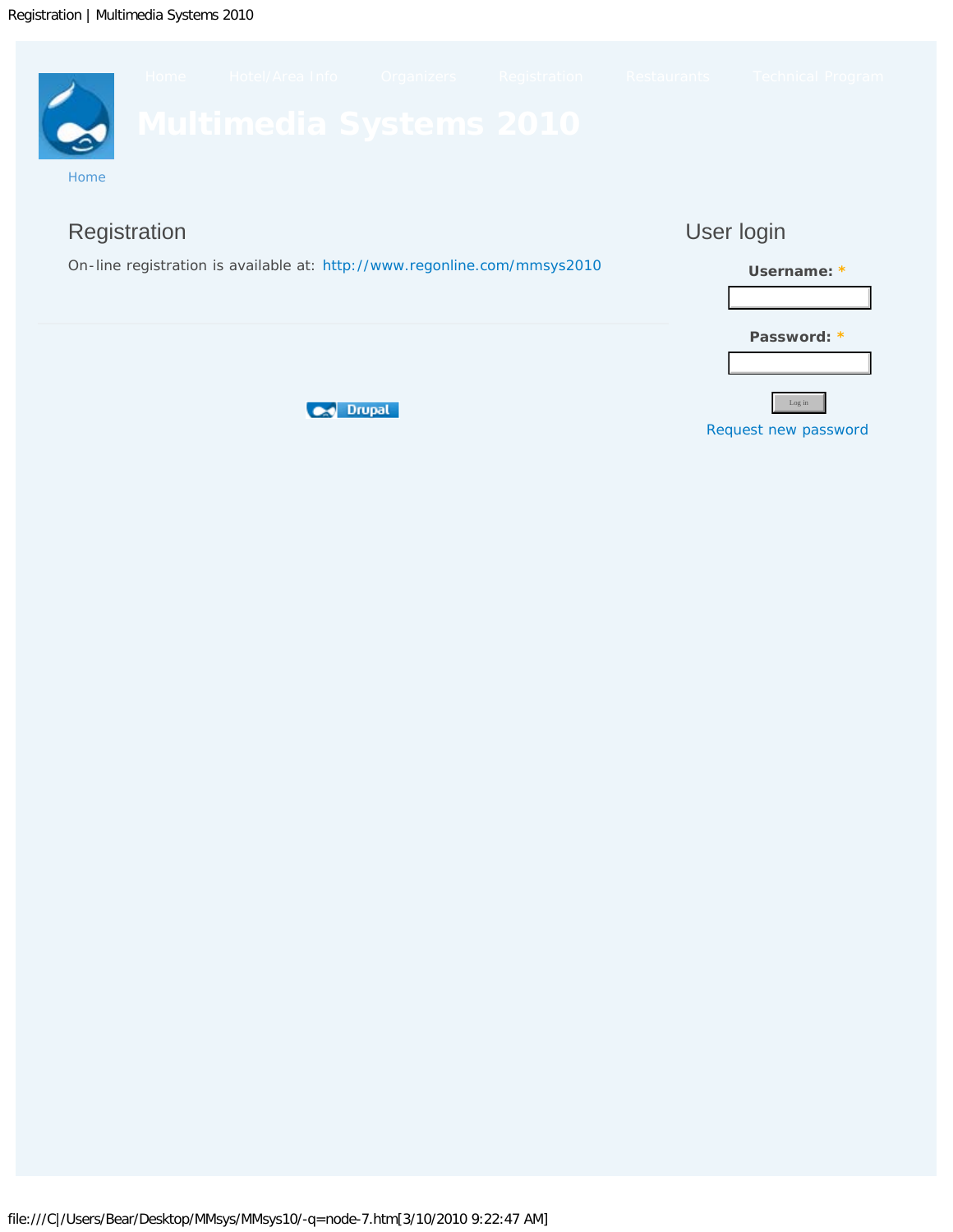Home | Hotel/Area Info | Organizers | Registration | Restaurants | Technical Program

# Multimedia Systems 2010

Home

## Registration

On-line registration is available at: http://www.regonline.com/mmsys2010

## User login

**Username:** *

**Password:** *

Log in

Request new password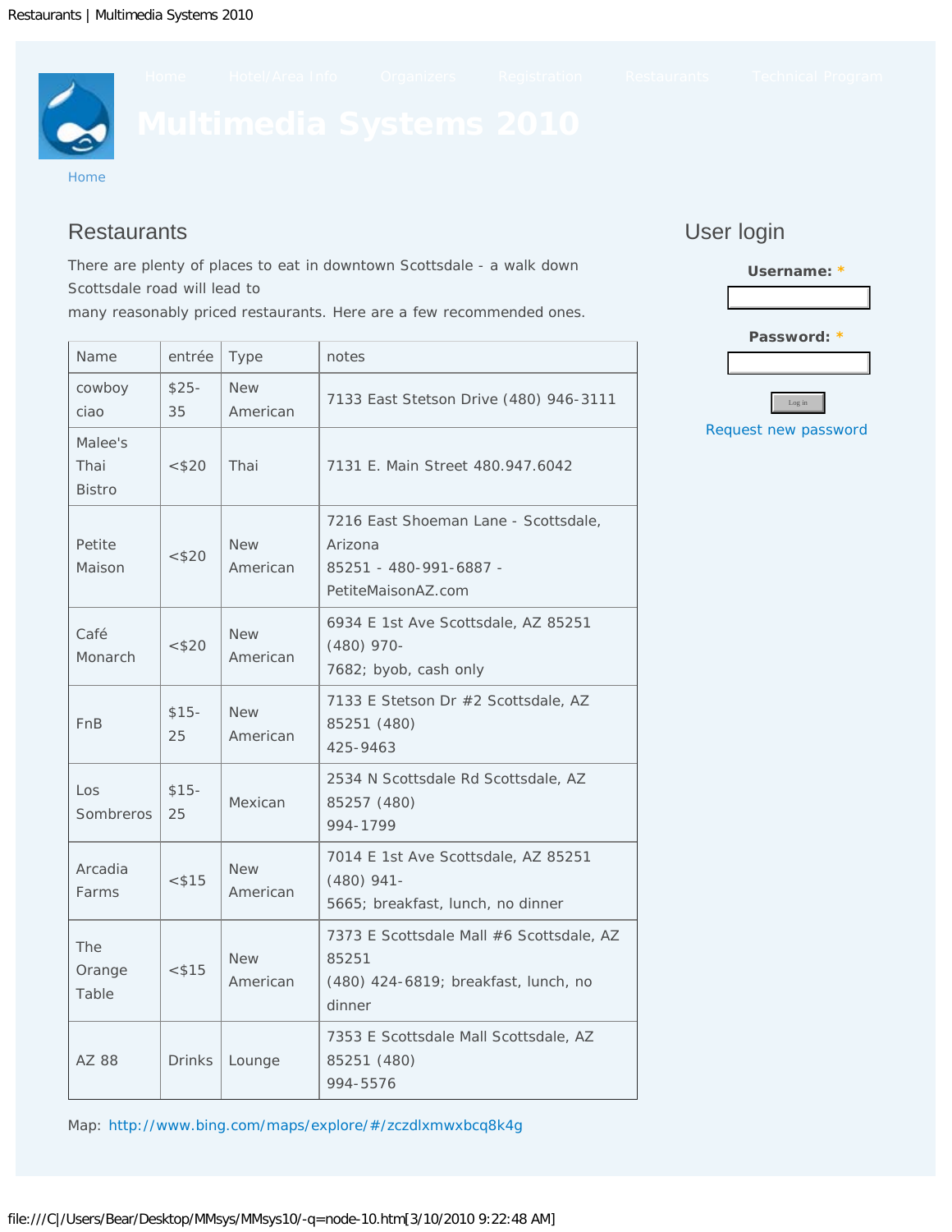# Multimedia Systems 2010

Home | Hotel/Area Info | Organizers | Registration | Restaurants | Technical Program

Home

## Restaurants

There are plenty of places to eat in downtown Scottsdale - a walk down Scottsdale road will lead to many reasonably priced restaurants. Here are a few recommended ones.

| Name | entrée | Type | notes |
|---|---|---|---|
| cowboy ciao | $25-35 | New American | 7133 East Stetson Drive (480) 946-3111 |
| Malee's Thai Bistro | <$20 | Thai | 7131 E. Main Street 480.947.6042 |
| Petite Maison | <$20 | New American | 7216 East Shoeman Lane - Scottsdale, Arizona 85251 - 480-991-6887 - PetiteMaisonAZ.com |
| Café Monarch | <$20 | New American | 6934 E 1st Ave Scottsdale, AZ 85251 (480) 970-7682; byob, cash only |
| FnB | $15-25 | New American | 7133 E Stetson Dr #2 Scottsdale, AZ 85251 (480) 425-9463 |
| Los Sombreros | $15-25 | Mexican | 2534 N Scottsdale Rd Scottsdale, AZ 85257 (480) 994-1799 |
| Arcadia Farms | <$15 | New American | 7014 E 1st Ave Scottsdale, AZ 85251 (480) 941-5665; breakfast, lunch, no dinner |
| The Orange Table | <$15 | New American | 7373 E Scottsdale Mall #6 Scottsdale, AZ 85251 (480) 424-6819; breakfast, lunch, no dinner |
| AZ 88 | Drinks | Lounge | 7353 E Scottsdale Mall Scottsdale, AZ 85251 (480) 994-5576 |

Map: http://www.bing.com/maps/explore/#/zczdlxmwxbcq8k4g

## User login

**Username:** *

**Password:** *

Log in

Request new password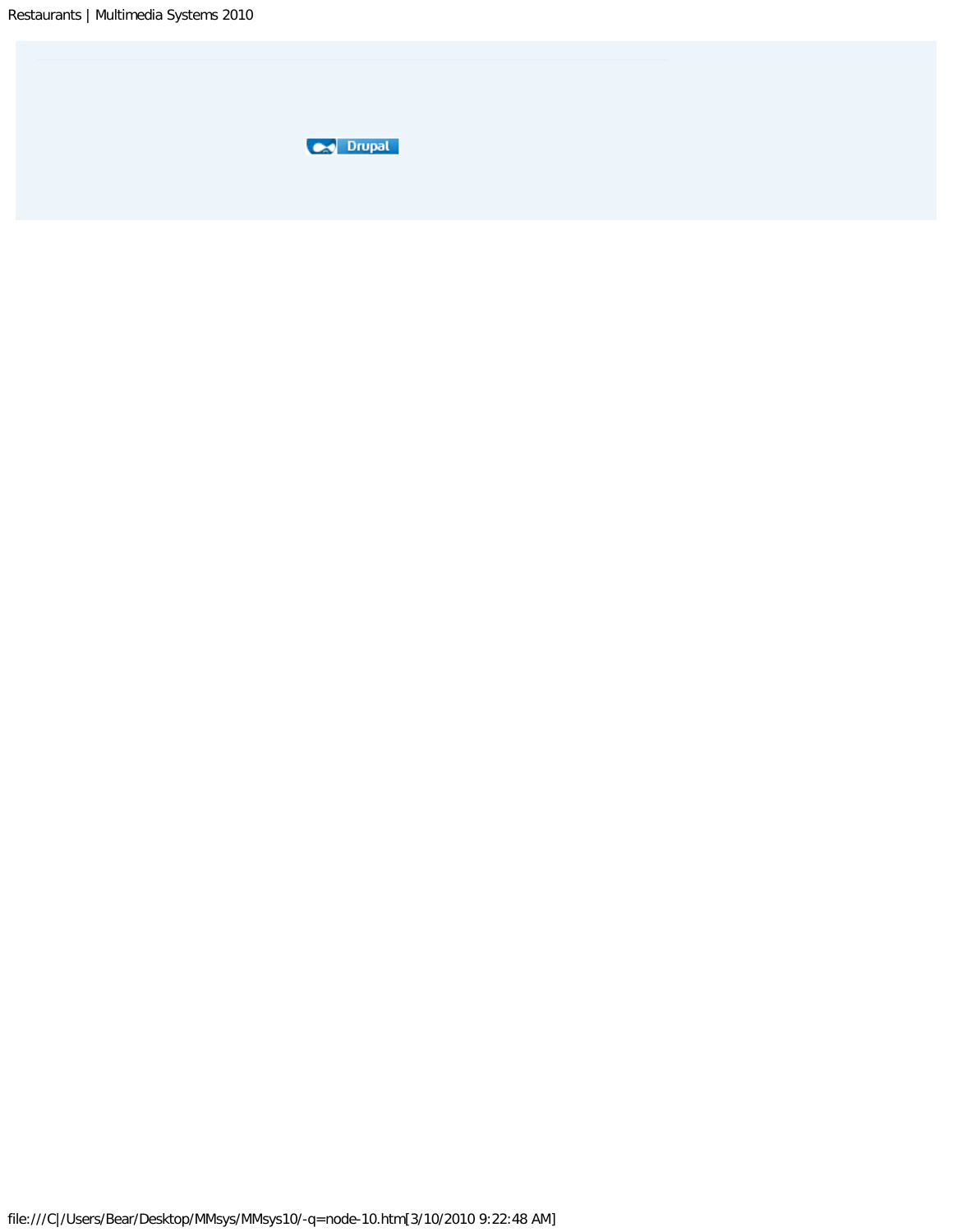Drupal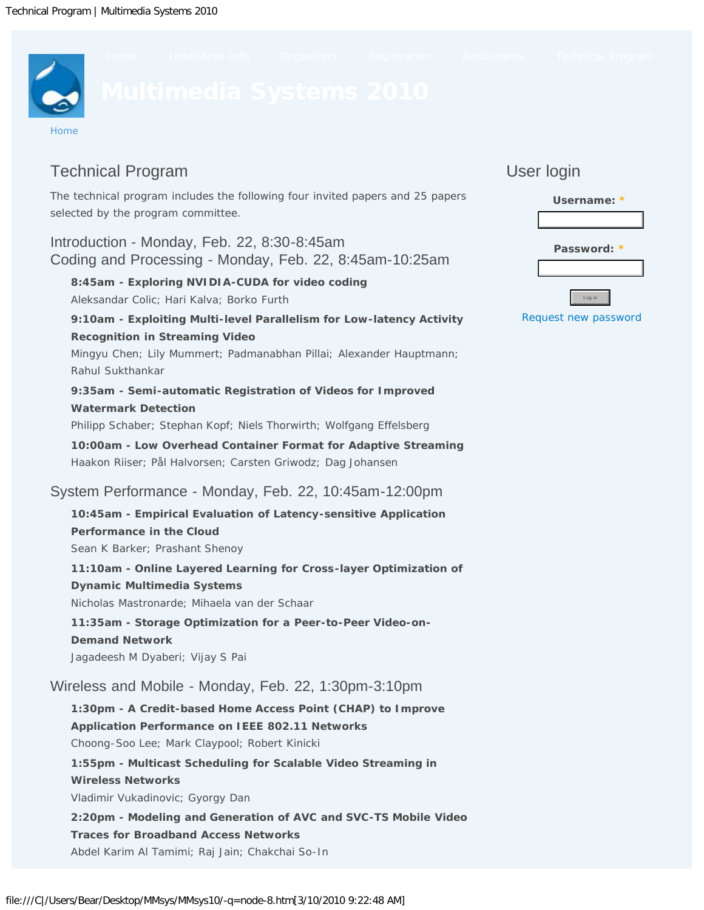Home Hotel/Area Info Organizers Registration Restaurants Technical Program

# Multimedia Systems 2010

Home

## Technical Program

The technical program includes the following four invited papers and 25 papers selected by the program committee.

### Introduction - Monday, Feb. 22, 8:30-8:45am
### Coding and Processing - Monday, Feb. 22, 8:45am-10:25am

**8:45am - Exploring NVIDIA-CUDA for video coding**
Aleksandar Colic; Hari Kalva; Borko Furth

**9:10am - Exploiting Multi-level Parallelism for Low-latency Activity Recognition in Streaming Video**
Mingyu Chen; Lily Mummert; Padmanabhan Pillai; Alexander Hauptmann; Rahul Sukthankar

**9:35am - Semi-automatic Registration of Videos for Improved Watermark Detection**
Philipp Schaber; Stephan Kopf; Niels Thorwirth; Wolfgang Effelsberg

**10:00am - Low Overhead Container Format for Adaptive Streaming**
Haakon Riiser; Pål Halvorsen; Carsten Griwodz; Dag Johansen

### System Performance - Monday, Feb. 22, 10:45am-12:00pm

**10:45am - Empirical Evaluation of Latency-sensitive Application Performance in the Cloud**
Sean K Barker; Prashant Shenoy

**11:10am - Online Layered Learning for Cross-layer Optimization of Dynamic Multimedia Systems**
Nicholas Mastronarde; Mihaela van der Schaar

**11:35am - Storage Optimization for a Peer-to-Peer Video-on-Demand Network**
Jagadeesh M Dyaberi; Vijay S Pai

### Wireless and Mobile - Monday, Feb. 22, 1:30pm-3:10pm

**1:30pm - A Credit-based Home Access Point (CHAP) to Improve Application Performance on IEEE 802.11 Networks**
Choong-Soo Lee; Mark Claypool; Robert Kinicki

**1:55pm - Multicast Scheduling for Scalable Video Streaming in Wireless Networks**
Vladimir Vukadinovic; Gyorgy Dan

**2:20pm - Modeling and Generation of AVC and SVC-TS Mobile Video Traces for Broadband Access Networks**
Abdel Karim Al Tamimi; Raj Jain; Chakchai So-In

## User login

**Username:** *

**Password:** *

Log in

Request new password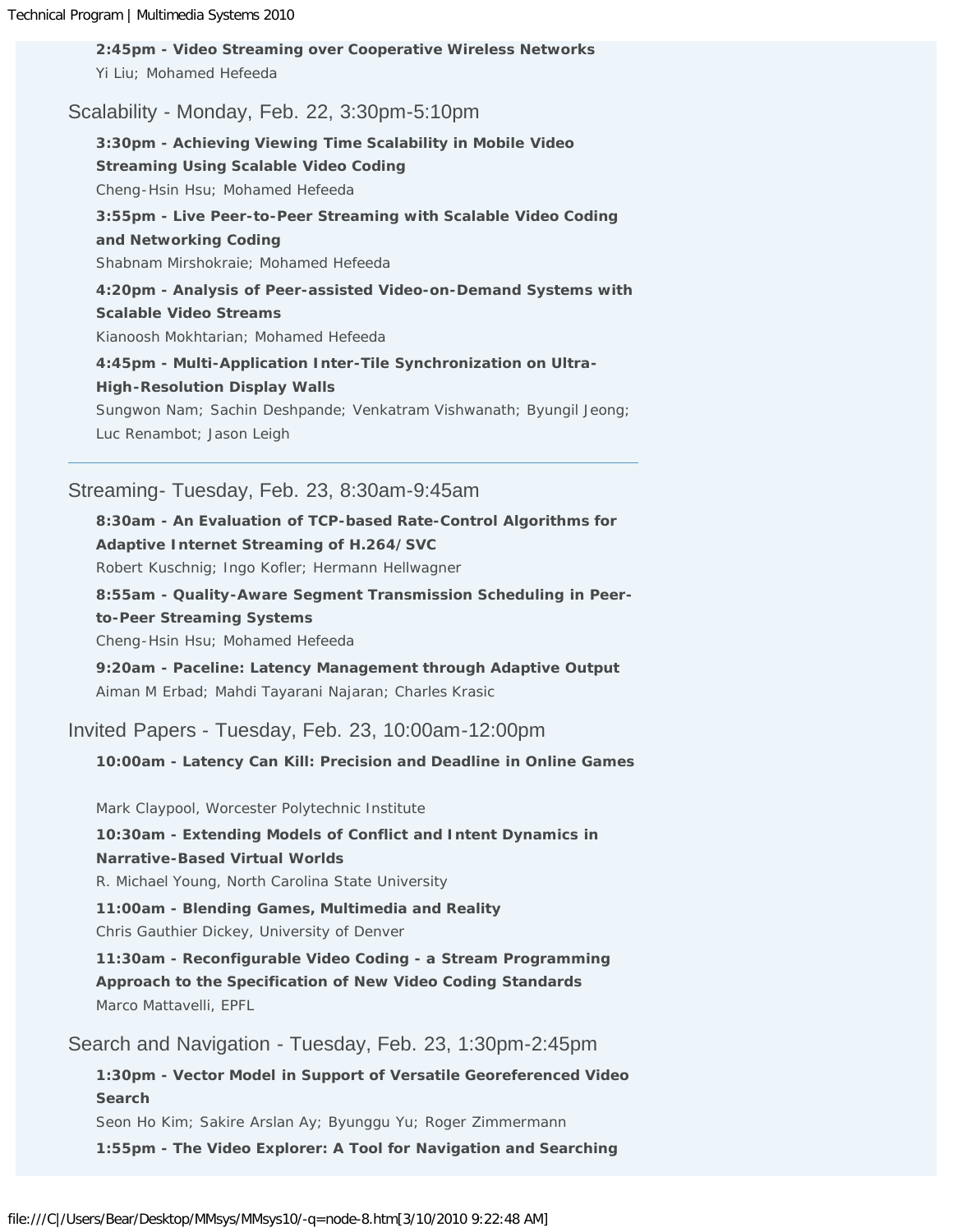**2:45pm - Video Streaming over Cooperative Wireless Networks**
Yi Liu; Mohamed Hefeeda

## Scalability - Monday, Feb. 22, 3:30pm-5:10pm

**3:30pm - Achieving Viewing Time Scalability in Mobile Video Streaming Using Scalable Video Coding**
Cheng-Hsin Hsu; Mohamed Hefeeda

**3:55pm - Live Peer-to-Peer Streaming with Scalable Video Coding and Networking Coding**
Shabnam Mirshokraie; Mohamed Hefeeda

**4:20pm - Analysis of Peer-assisted Video-on-Demand Systems with Scalable Video Streams**
Kianoosh Mokhtarian; Mohamed Hefeeda

**4:45pm - Multi-Application Inter-Tile Synchronization on Ultra-High-Resolution Display Walls**
Sungwon Nam; Sachin Deshpande; Venkatram Vishwanath; Byungil Jeong; Luc Renambot; Jason Leigh

---

## Streaming- Tuesday, Feb. 23, 8:30am-9:45am

**8:30am - An Evaluation of TCP-based Rate-Control Algorithms for Adaptive Internet Streaming of H.264/SVC**
Robert Kuschnig; Ingo Kofler; Hermann Hellwagner

**8:55am - Quality-Aware Segment Transmission Scheduling in Peer-to-Peer Streaming Systems**
Cheng-Hsin Hsu; Mohamed Hefeeda

**9:20am - Paceline: Latency Management through Adaptive Output**
Aiman M Erbad; Mahdi Tayarani Najaran; Charles Krasic

## Invited Papers - Tuesday, Feb. 23, 10:00am-12:00pm

**10:00am - Latency Can Kill: Precision and Deadline in Online Games**

Mark Claypool, Worcester Polytechnic Institute

**10:30am - Extending Models of Conflict and Intent Dynamics in Narrative-Based Virtual Worlds**
R. Michael Young, North Carolina State University

**11:00am - Blending Games, Multimedia and Reality**
Chris Gauthier Dickey, University of Denver

**11:30am - Reconfigurable Video Coding - a Stream Programming Approach to the Specification of New Video Coding Standards**
Marco Mattavelli, EPFL

## Search and Navigation - Tuesday, Feb. 23, 1:30pm-2:45pm

**1:30pm - Vector Model in Support of Versatile Georeferenced Video Search**
Seon Ho Kim; Sakire Arslan Ay; Byunggu Yu; Roger Zimmermann

**1:55pm - The Video Explorer: A Tool for Navigation and Searching**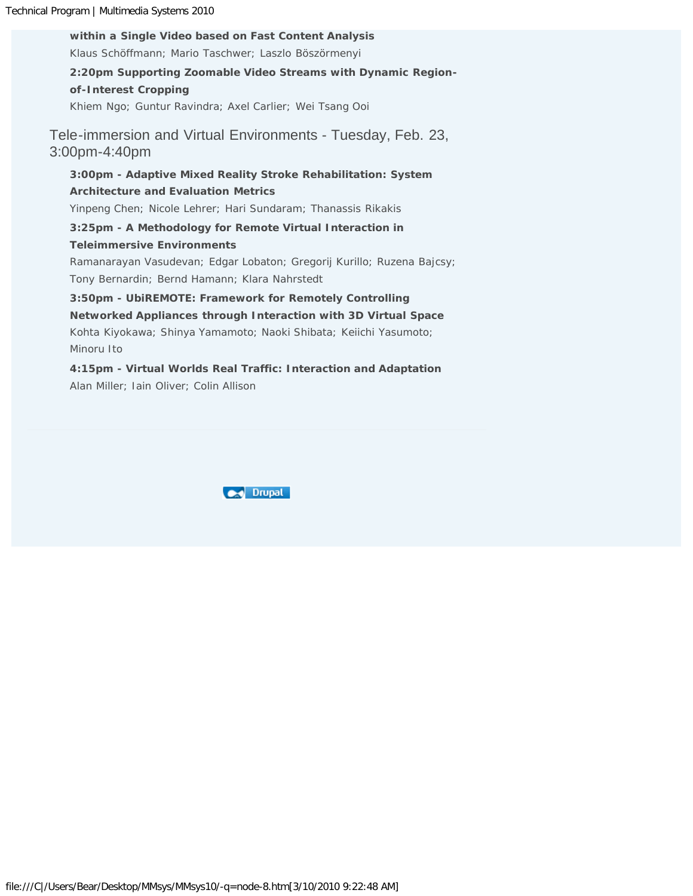**within a Single Video based on Fast Content Analysis**

Klaus Schöffmann; Mario Taschwer; Laszlo Böszörmenyi

**2:20pm Supporting Zoomable Video Streams with Dynamic Region-of-Interest Cropping**

Khiem Ngo; Guntur Ravindra; Axel Carlier; Wei Tsang Ooi

## Tele-immersion and Virtual Environments - Tuesday, Feb. 23, 3:00pm-4:40pm

**3:00pm - Adaptive Mixed Reality Stroke Rehabilitation: System Architecture and Evaluation Metrics**

Yinpeng Chen; Nicole Lehrer; Hari Sundaram; Thanassis Rikakis

**3:25pm - A Methodology for Remote Virtual Interaction in Teleimmersive Environments**

Ramanarayan Vasudevan; Edgar Lobaton; Gregorij Kurillo; Ruzena Bajcsy; Tony Bernardin; Bernd Hamann; Klara Nahrstedt

**3:50pm - UbiREMOTE: Framework for Remotely Controlling Networked Appliances through Interaction with 3D Virtual Space**

Kohta Kiyokawa; Shinya Yamamoto; Naoki Shibata; Keiichi Yasumoto; Minoru Ito

**4:15pm - Virtual Worlds Real Traffic: Interaction and Adaptation**

Alan Miller; Iain Oliver; Colin Allison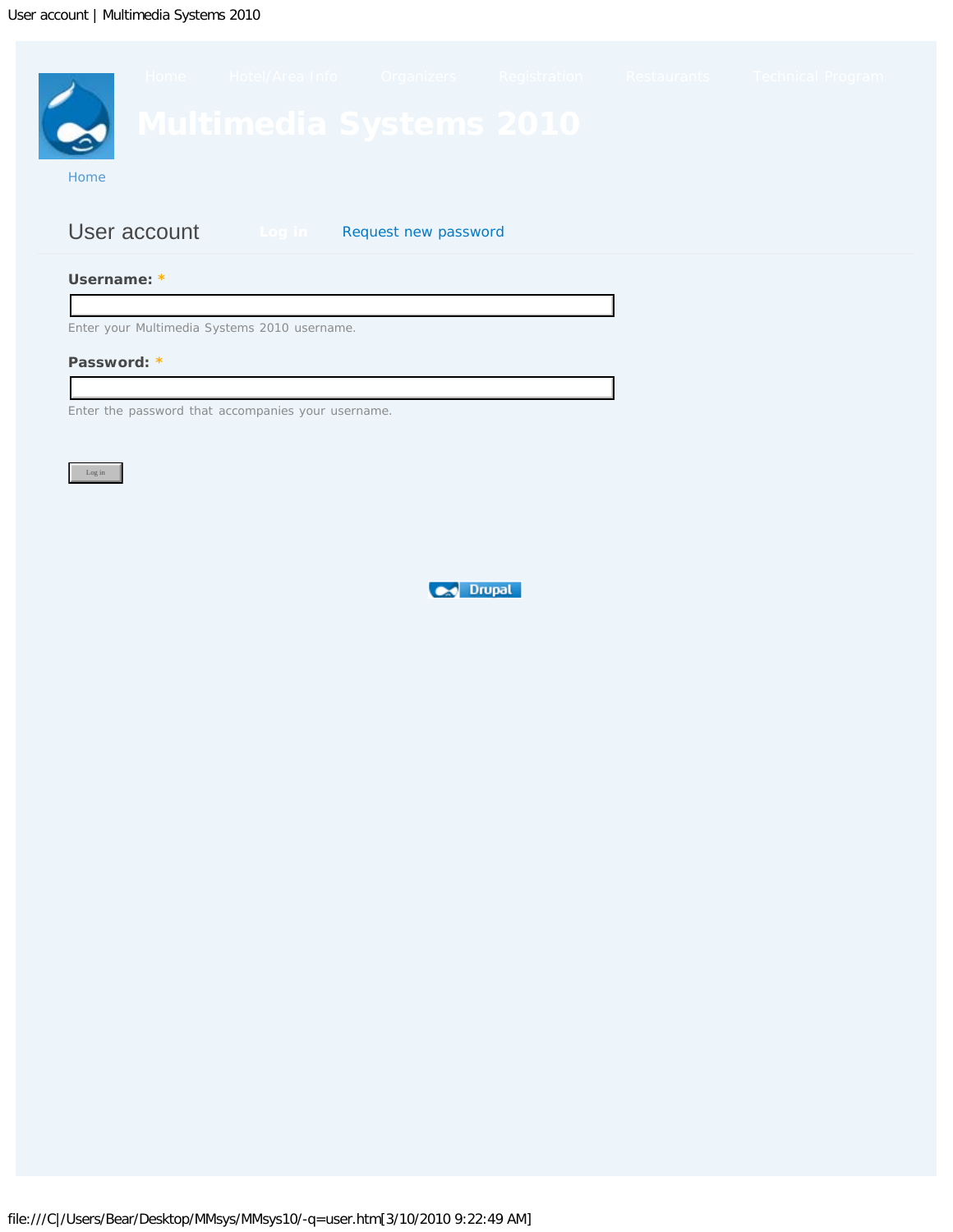Home Hotel/Area Info Organizers Registration Restaurants Technical Program

# Multimedia Systems 2010

Home

## User account

Log in Request new password

**Username:** *

Enter your Multimedia Systems 2010 username.

**Password:** *

Enter the password that accompanies your username.

Log in

Drupal